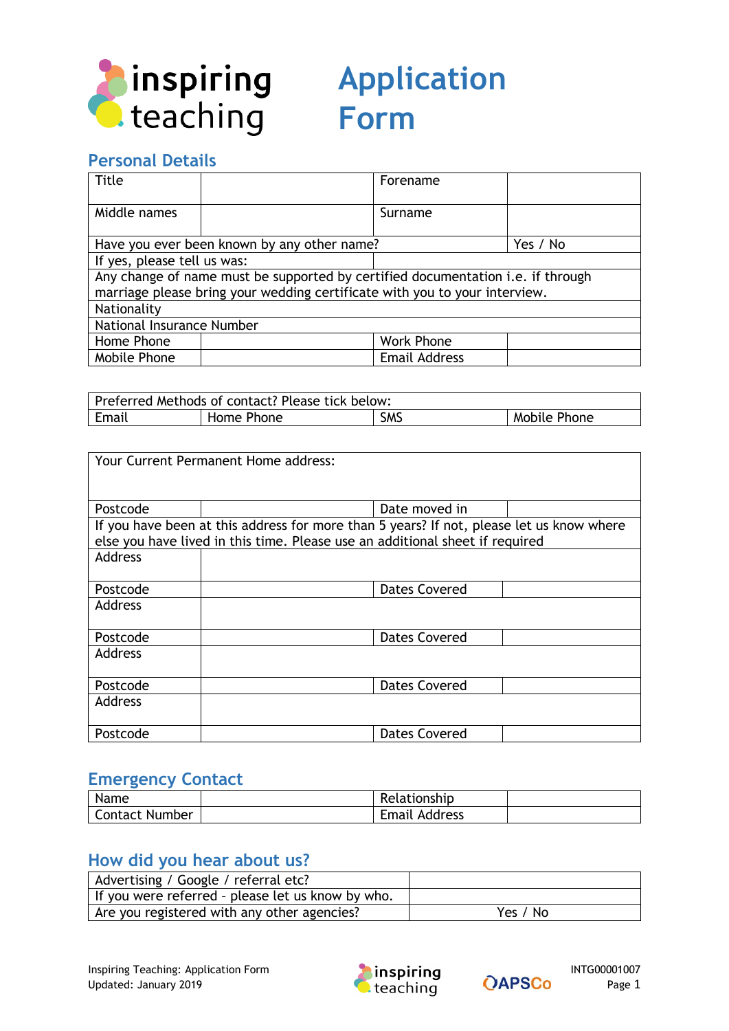inspiring teaching

# Application Form

## Personal Details

| Title | | Forename | |
|---|---|---|---|
| Middle names | | Surname | |
| Have you ever been known by any other name? | | | Yes / No |
| If yes, please tell us was: | | | |
| Any change of name must be supported by certified documentation i.e. if through marriage please bring your wedding certificate with you to your interview. | | | |
| Nationality | | | |
| National Insurance Number | | | |
| Home Phone | | Work Phone | |
| Mobile Phone | | Email Address | |

| Preferred Methods of contact? Please tick below: | | | |
|---|---|---|---|
| Email | Home Phone | SMS | Mobile Phone |

| Your Current Permanent Home address: | | | |
|---|---|---|---|
| Postcode | | Date moved in | |
| If you have been at this address for more than 5 years? If not, please let us know where else you have lived in this time. Please use an additional sheet if required | | | |
| Address | | | |
| Postcode | | Dates Covered | |
| Address | | | |
| Postcode | | Dates Covered | |
| Address | | | |
| Postcode | | Dates Covered | |
| Address | | | |
| Postcode | | Dates Covered | |

## Emergency Contact

| Name | | Relationship | |
|---|---|---|---|
| Contact Number | | Email Address | |

## How did you hear about us?

| Advertising / Google / referral etc? | |
|---|---|
| If you were referred – please let us know by who. | |
| Are you registered with any other agencies? | Yes / No |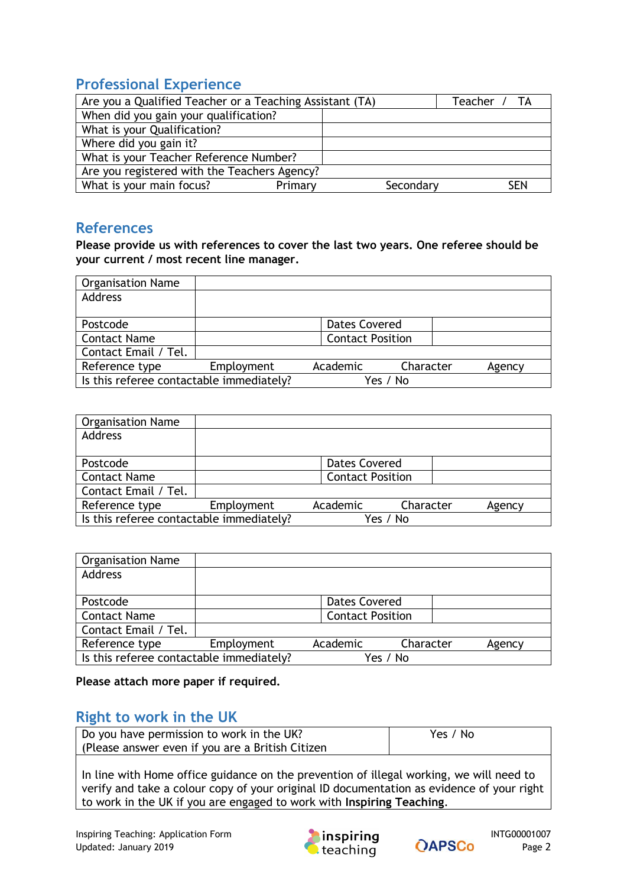## Professional Experience

| Are you a Qualified Teacher or a Teaching Assistant (TA) | | Teacher / TA |
|---|---|---|
| When did you gain your qualification? | | |
| What is your Qualification? | | |
| Where did you gain it? | | |
| What is your Teacher Reference Number? | | |
| Are you registered with the Teachers Agency? | | |
| What is your main focus? Primary | Secondary | SEN |

## References

**Please provide us with references to cover the last two years. One referee should be your current / most recent line manager.**

| Organisation Name | | | | |
|---|---|---|---|---|
| Address | | | | |
| Postcode | | Dates Covered | | |
| Contact Name | | Contact Position | | |
| Contact Email / Tel. | | | | |
| Reference type | Employment | Academic | Character | Agency |
| Is this referee contactable immediately? | | Yes / No | | |

| Organisation Name | | | | |
|---|---|---|---|---|
| Address | | | | |
| Postcode | | Dates Covered | | |
| Contact Name | | Contact Position | | |
| Contact Email / Tel. | | | | |
| Reference type | Employment | Academic | Character | Agency |
| Is this referee contactable immediately? | | Yes / No | | |

| Organisation Name | | | | |
|---|---|---|---|---|
| Address | | | | |
| Postcode | | Dates Covered | | |
| Contact Name | | Contact Position | | |
| Contact Email / Tel. | | | | |
| Reference type | Employment | Academic | Character | Agency |
| Is this referee contactable immediately? | | Yes / No | | |

**Please attach more paper if required.**

## Right to work in the UK

| Do you have permission to work in the UK? (Please answer even if you are a British Citizen | Yes / No |
|---|---|
| In line with Home office guidance on the prevention of illegal working, we will need to verify and take a colour copy of your original ID documentation as evidence of your right to work in the UK if you are engaged to work with **Inspiring Teaching**. | |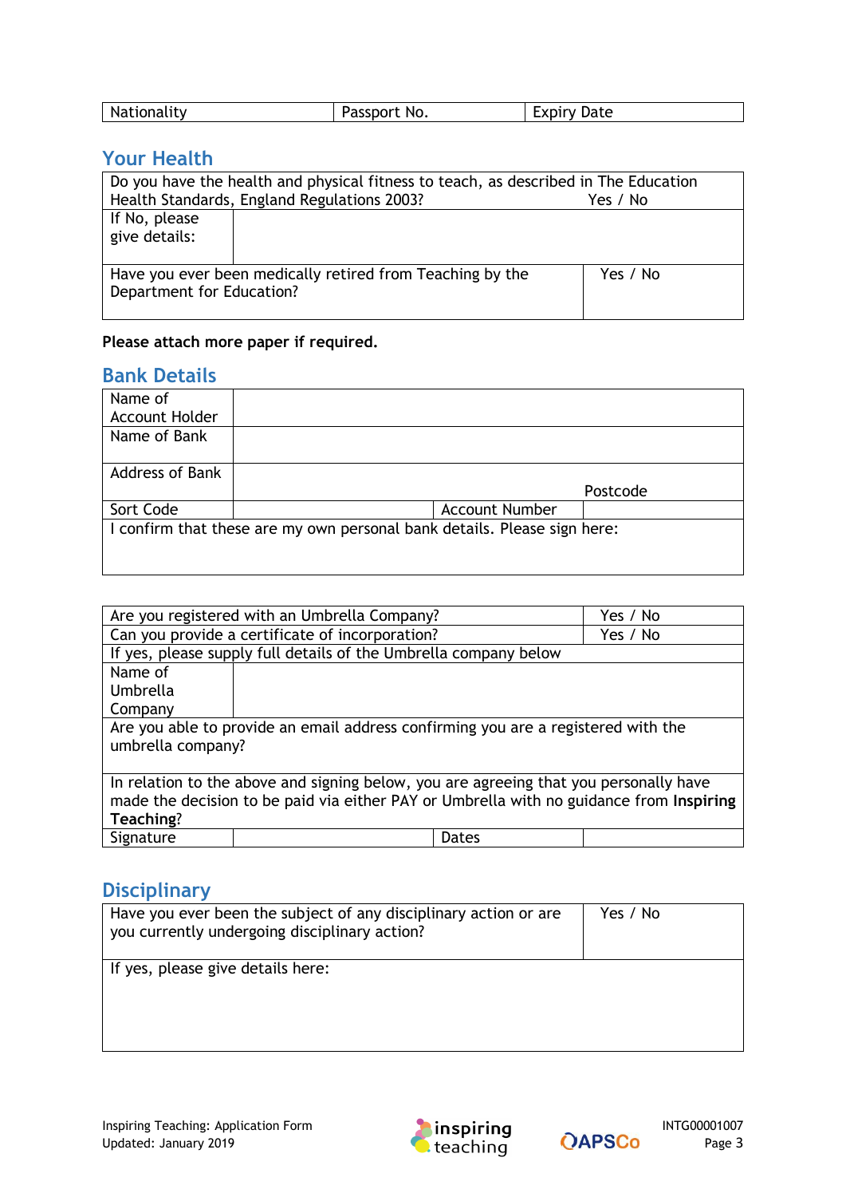| Nationality | Passport No. | Expiry Date |
|---|---|---|

## Your Health

| Do you have the health and physical fitness to teach, as described in The Education Health Standards, England Regulations 2003? Yes / No | |
|---|---|
| If No, please give details: | |
| Have you ever been medically retired from Teaching by the Department for Education? | Yes / No |

**Please attach more paper if required.**

## Bank Details

| Name of Account Holder | | | |
|---|---|---|---|
| Name of Bank | | | |
| Address of Bank | | Postcode | |
| Sort Code | | Account Number | |
| I confirm that these are my own personal bank details. Please sign here: | | | |

| Are you registered with an Umbrella Company? | | | Yes / No |
|---|---|---|---|
| Can you provide a certificate of incorporation? | | | Yes / No |
| If yes, please supply full details of the Umbrella company below | | | |
| Name of Umbrella Company | | | |
| Are you able to provide an email address confirming you are a registered with the umbrella company? | | | |
| In relation to the above and signing below, you are agreeing that you personally have made the decision to be paid via either PAY or Umbrella with no guidance from **Inspiring Teaching**? | | | |
| Signature | | Dates | |

## Disciplinary

| Have you ever been the subject of any disciplinary action or are you currently undergoing disciplinary action? | Yes / No |
|---|---|
| If yes, please give details here: | |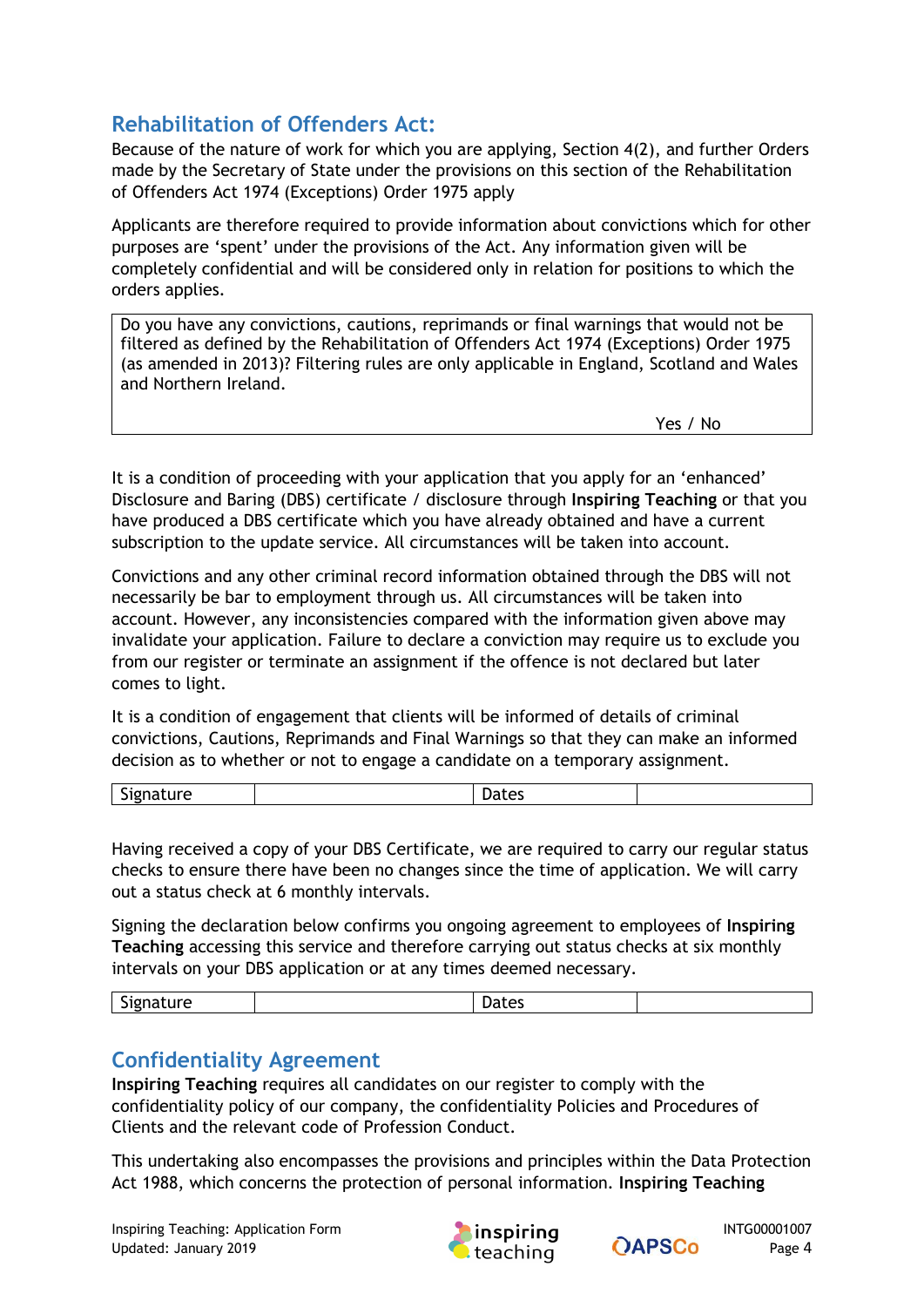## Rehabilitation of Offenders Act:

Because of the nature of work for which you are applying, Section 4(2), and further Orders made by the Secretary of State under the provisions on this section of the Rehabilitation of Offenders Act 1974 (Exceptions) Order 1975 apply

Applicants are therefore required to provide information about convictions which for other purposes are 'spent' under the provisions of the Act. Any information given will be completely confidential and will be considered only in relation for positions to which the orders applies.

| Do you have any convictions, cautions, reprimands or final warnings that would not be filtered as defined by the Rehabilitation of Offenders Act 1974 (Exceptions) Order 1975 (as amended in 2013)? Filtering rules are only applicable in England, Scotland and Wales and Northern Ireland. Yes / No |
|---|

It is a condition of proceeding with your application that you apply for an 'enhanced' Disclosure and Baring (DBS) certificate / disclosure through **Inspiring Teaching** or that you have produced a DBS certificate which you have already obtained and have a current subscription to the update service. All circumstances will be taken into account.

Convictions and any other criminal record information obtained through the DBS will not necessarily be bar to employment through us. All circumstances will be taken into account. However, any inconsistencies compared with the information given above may invalidate your application. Failure to declare a conviction may require us to exclude you from our register or terminate an assignment if the offence is not declared but later comes to light.

It is a condition of engagement that clients will be informed of details of criminal convictions, Cautions, Reprimands and Final Warnings so that they can make an informed decision as to whether or not to engage a candidate on a temporary assignment.

| Signature | | Dates | |
|---|---|---|---|

Having received a copy of your DBS Certificate, we are required to carry our regular status checks to ensure there have been no changes since the time of application. We will carry out a status check at 6 monthly intervals.

Signing the declaration below confirms you ongoing agreement to employees of **Inspiring Teaching** accessing this service and therefore carrying out status checks at six monthly intervals on your DBS application or at any times deemed necessary.

| Signature | | Dates | |
|---|---|---|---|

## Confidentiality Agreement

**Inspiring Teaching** requires all candidates on our register to comply with the confidentiality policy of our company, the confidentiality Policies and Procedures of Clients and the relevant code of Profession Conduct.

This undertaking also encompasses the provisions and principles within the Data Protection Act 1988, which concerns the protection of personal information. **Inspiring Teaching**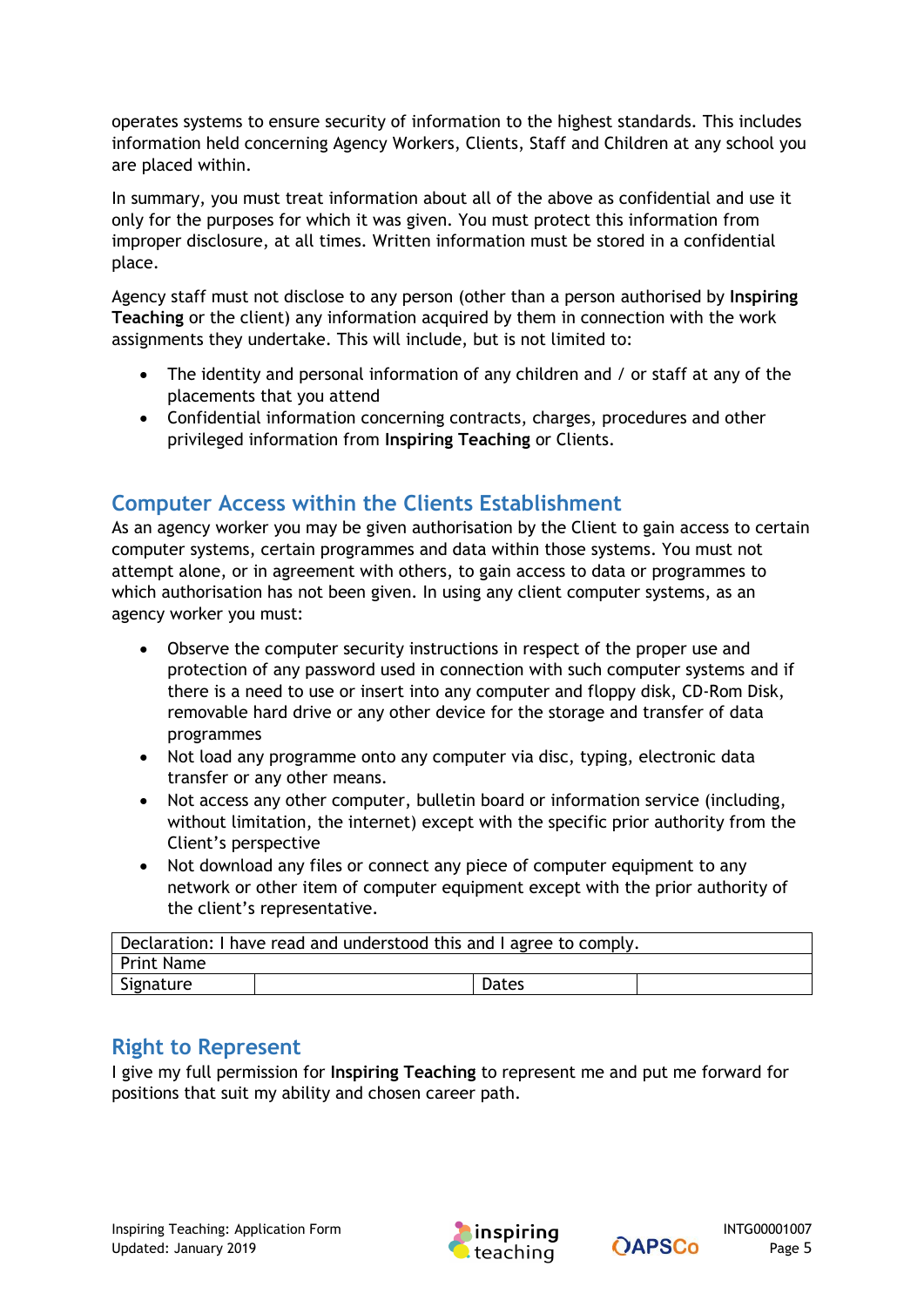operates systems to ensure security of information to the highest standards. This includes information held concerning Agency Workers, Clients, Staff and Children at any school you are placed within.

In summary, you must treat information about all of the above as confidential and use it only for the purposes for which it was given. You must protect this information from improper disclosure, at all times. Written information must be stored in a confidential place.

Agency staff must not disclose to any person (other than a person authorised by **Inspiring Teaching** or the client) any information acquired by them in connection with the work assignments they undertake. This will include, but is not limited to:

- The identity and personal information of any children and / or staff at any of the placements that you attend
- Confidential information concerning contracts, charges, procedures and other privileged information from **Inspiring Teaching** or Clients.

## Computer Access within the Clients Establishment

As an agency worker you may be given authorisation by the Client to gain access to certain computer systems, certain programmes and data within those systems. You must not attempt alone, or in agreement with others, to gain access to data or programmes to which authorisation has not been given. In using any client computer systems, as an agency worker you must:

- Observe the computer security instructions in respect of the proper use and protection of any password used in connection with such computer systems and if there is a need to use or insert into any computer and floppy disk, CD-Rom Disk, removable hard drive or any other device for the storage and transfer of data programmes
- Not load any programme onto any computer via disc, typing, electronic data transfer or any other means.
- Not access any other computer, bulletin board or information service (including, without limitation, the internet) except with the specific prior authority from the Client's perspective
- Not download any files or connect any piece of computer equipment to any network or other item of computer equipment except with the prior authority of the client's representative.

| Declaration: I have read and understood this and I agree to comply. | | | |
|---|---|---|---|
| Print Name | | | |
| Signature | | Dates | |

## Right to Represent

I give my full permission for **Inspiring Teaching** to represent me and put me forward for positions that suit my ability and chosen career path.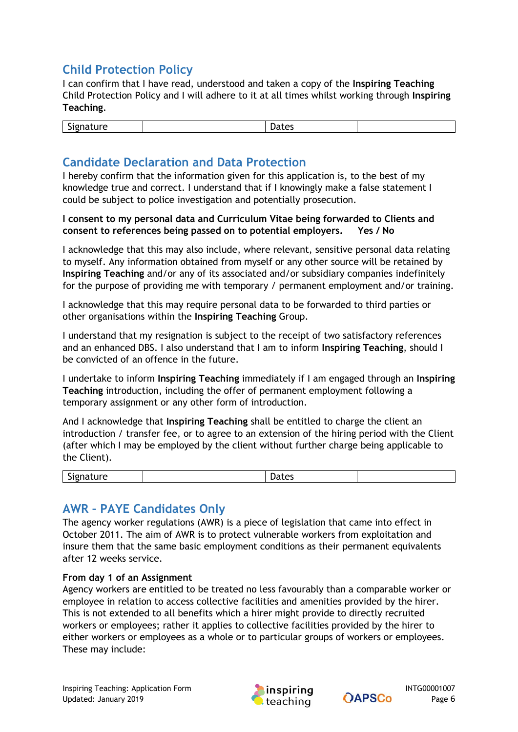## Child Protection Policy

I can confirm that I have read, understood and taken a copy of the **Inspiring Teaching** Child Protection Policy and I will adhere to it at all times whilst working through **Inspiring Teaching**.

| Signature | | Dates | |
|---|---|---|---|

## Candidate Declaration and Data Protection

I hereby confirm that the information given for this application is, to the best of my knowledge true and correct. I understand that if I knowingly make a false statement I could be subject to police investigation and potentially prosecution.

**I consent to my personal data and Curriculum Vitae being forwarded to Clients and consent to references being passed on to potential employers. Yes / No**

I acknowledge that this may also include, where relevant, sensitive personal data relating to myself. Any information obtained from myself or any other source will be retained by **Inspiring Teaching** and/or any of its associated and/or subsidiary companies indefinitely for the purpose of providing me with temporary / permanent employment and/or training.

I acknowledge that this may require personal data to be forwarded to third parties or other organisations within the **Inspiring Teaching** Group.

I understand that my resignation is subject to the receipt of two satisfactory references and an enhanced DBS. I also understand that I am to inform **Inspiring Teaching**, should I be convicted of an offence in the future.

I undertake to inform **Inspiring Teaching** immediately if I am engaged through an **Inspiring Teaching** introduction, including the offer of permanent employment following a temporary assignment or any other form of introduction.

And I acknowledge that **Inspiring Teaching** shall be entitled to charge the client an introduction / transfer fee, or to agree to an extension of the hiring period with the Client (after which I may be employed by the client without further charge being applicable to the Client).

| Signature | | Dates | |
|---|---|---|---|

## AWR – PAYE Candidates Only

The agency worker regulations (AWR) is a piece of legislation that came into effect in October 2011. The aim of AWR is to protect vulnerable workers from exploitation and insure them that the same basic employment conditions as their permanent equivalents after 12 weeks service.

**From day 1 of an Assignment**

Agency workers are entitled to be treated no less favourably than a comparable worker or employee in relation to access collective facilities and amenities provided by the hirer. This is not extended to all benefits which a hirer might provide to directly recruited workers or employees; rather it applies to collective facilities provided by the hirer to either workers or employees as a whole or to particular groups of workers or employees. These may include: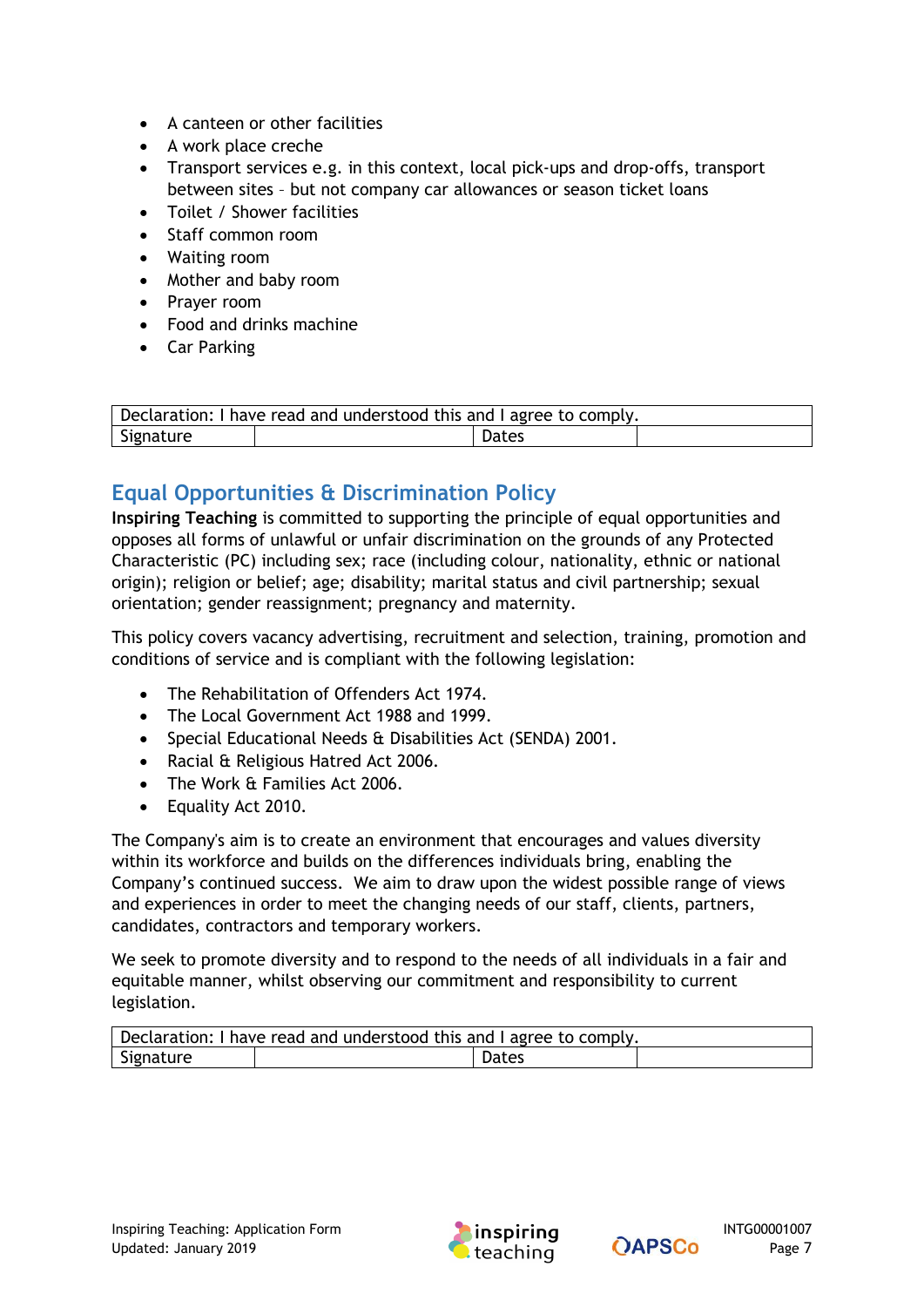- A canteen or other facilities
- A work place creche
- Transport services e.g. in this context, local pick-ups and drop-offs, transport between sites – but not company car allowances or season ticket loans
- Toilet / Shower facilities
- Staff common room
- Waiting room
- Mother and baby room
- Prayer room
- Food and drinks machine
- Car Parking

| Declaration: I have read and understood this and I agree to comply. | | | |
|---|---|---|---|
| Signature | | Dates | |

## Equal Opportunities & Discrimination Policy

**Inspiring Teaching** is committed to supporting the principle of equal opportunities and opposes all forms of unlawful or unfair discrimination on the grounds of any Protected Characteristic (PC) including sex; race (including colour, nationality, ethnic or national origin); religion or belief; age; disability; marital status and civil partnership; sexual orientation; gender reassignment; pregnancy and maternity.

This policy covers vacancy advertising, recruitment and selection, training, promotion and conditions of service and is compliant with the following legislation:

- The Rehabilitation of Offenders Act 1974.
- The Local Government Act 1988 and 1999.
- Special Educational Needs & Disabilities Act (SENDA) 2001.
- Racial & Religious Hatred Act 2006.
- The Work & Families Act 2006.
- Equality Act 2010.

The Company's aim is to create an environment that encourages and values diversity within its workforce and builds on the differences individuals bring, enabling the Company's continued success. We aim to draw upon the widest possible range of views and experiences in order to meet the changing needs of our staff, clients, partners, candidates, contractors and temporary workers.

We seek to promote diversity and to respond to the needs of all individuals in a fair and equitable manner, whilst observing our commitment and responsibility to current legislation.

| Declaration: I have read and understood this and I agree to comply. | | | |
|---|---|---|---|
| Signature | | Dates | |